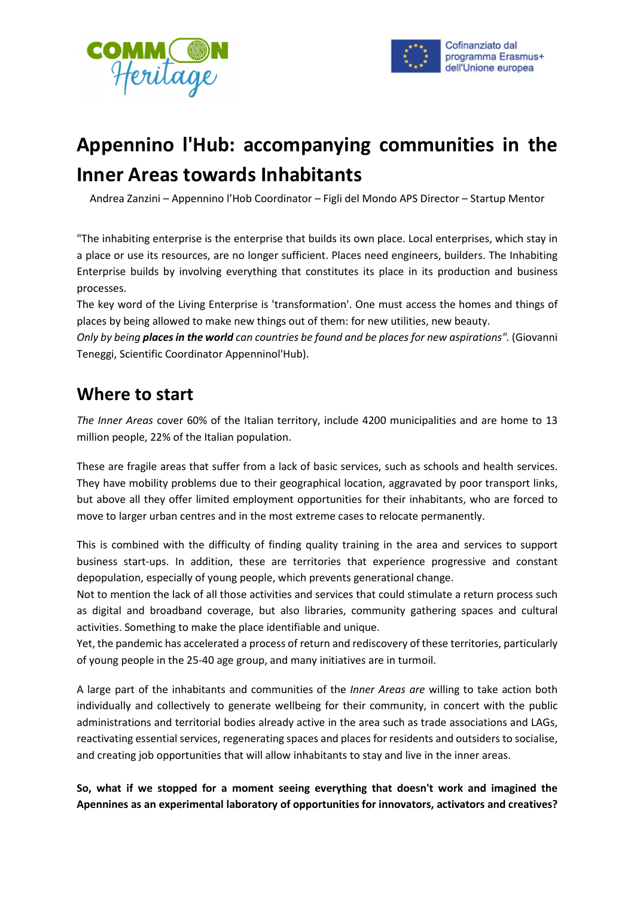# Appennino l'Hub: accompanying communities in the Inner Areas towards Inhabitants

Andrea Zanzini – Appennino l'Hob Coordinator – Figli del Mondo APS Director – Startup Mentor

"The inhabiting enterprise is the enterprise that builds its own place. Local enterprises, which stay in a place or use its resources, are no longer sufficient. Places need engineers, builders. The Inhabiting Enterprise builds by involving everything that constitutes its place in its production and business processes.
The key word of the Living Enterprise is 'transformation'. One must access the homes and things of places by being allowed to make new things out of them: for new utilities, new beauty.
*Only by being **places in the world** can countries be found and be places for new aspirations".* (Giovanni Teneggi, Scientific Coordinator Appenninol'Hub).

## Where to start

*The Inner Areas* cover 60% of the Italian territory, include 4200 municipalities and are home to 13 million people, 22% of the Italian population.

These are fragile areas that suffer from a lack of basic services, such as schools and health services. They have mobility problems due to their geographical location, aggravated by poor transport links, but above all they offer limited employment opportunities for their inhabitants, who are forced to move to larger urban centres and in the most extreme cases to relocate permanently.

This is combined with the difficulty of finding quality training in the area and services to support business start-ups. In addition, these are territories that experience progressive and constant depopulation, especially of young people, which prevents generational change.
Not to mention the lack of all those activities and services that could stimulate a return process such as digital and broadband coverage, but also libraries, community gathering spaces and cultural activities. Something to make the place identifiable and unique.
Yet, the pandemic has accelerated a process of return and rediscovery of these territories, particularly of young people in the 25-40 age group, and many initiatives are in turmoil.

A large part of the inhabitants and communities of the *Inner Areas are* willing to take action both individually and collectively to generate wellbeing for their community, in concert with the public administrations and territorial bodies already active in the area such as trade associations and LAGs, reactivating essential services, regenerating spaces and places for residents and outsiders to socialise, and creating job opportunities that will allow inhabitants to stay and live in the inner areas.

**So, what if we stopped for a moment seeing everything that doesn't work and imagined the Apennines as an experimental laboratory of opportunities for innovators, activators and creatives?**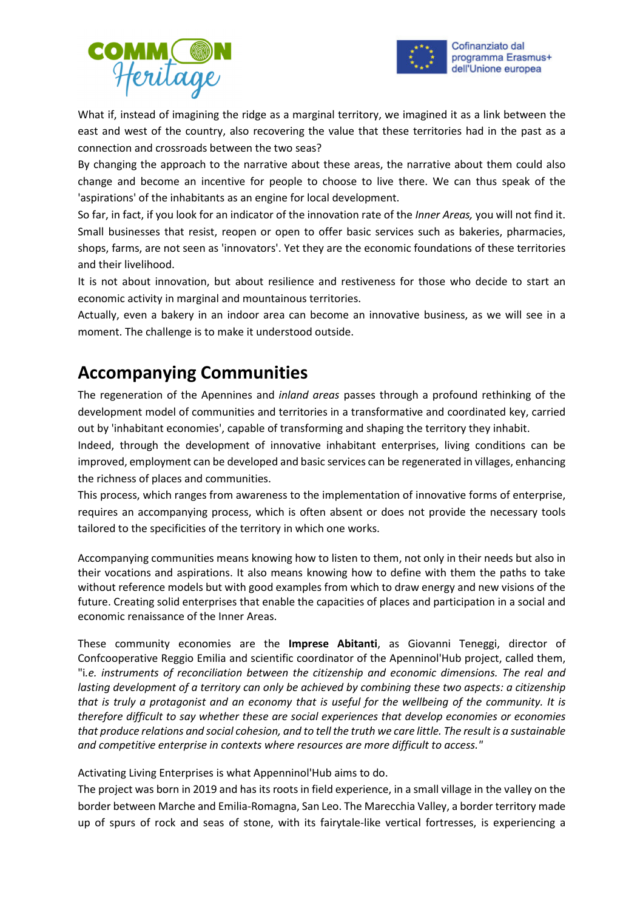What if, instead of imagining the ridge as a marginal territory, we imagined it as a link between the east and west of the country, also recovering the value that these territories had in the past as a connection and crossroads between the two seas?

By changing the approach to the narrative about these areas, the narrative about them could also change and become an incentive for people to choose to live there. We can thus speak of the 'aspirations' of the inhabitants as an engine for local development.

So far, in fact, if you look for an indicator of the innovation rate of the *Inner Areas,* you will not find it. Small businesses that resist, reopen or open to offer basic services such as bakeries, pharmacies, shops, farms, are not seen as 'innovators'. Yet they are the economic foundations of these territories and their livelihood.

It is not about innovation, but about resilience and restiveness for those who decide to start an economic activity in marginal and mountainous territories.

Actually, even a bakery in an indoor area can become an innovative business, as we will see in a moment. The challenge is to make it understood outside.

## Accompanying Communities

The regeneration of the Apennines and *inland areas* passes through a profound rethinking of the development model of communities and territories in a transformative and coordinated key, carried out by 'inhabitant economies', capable of transforming and shaping the territory they inhabit.

Indeed, through the development of innovative inhabitant enterprises, living conditions can be improved, employment can be developed and basic services can be regenerated in villages, enhancing the richness of places and communities.

This process, which ranges from awareness to the implementation of innovative forms of enterprise, requires an accompanying process, which is often absent or does not provide the necessary tools tailored to the specificities of the territory in which one works.

Accompanying communities means knowing how to listen to them, not only in their needs but also in their vocations and aspirations. It also means knowing how to define with them the paths to take without reference models but with good examples from which to draw energy and new visions of the future. Creating solid enterprises that enable the capacities of places and participation in a social and economic renaissance of the Inner Areas.

These community economies are the **Imprese Abitanti**, as Giovanni Teneggi, director of Confcooperative Reggio Emilia and scientific coordinator of the Apenninol'Hub project, called them, "*i.e. instruments of reconciliation between the citizenship and economic dimensions. The real and lasting development of a territory can only be achieved by combining these two aspects: a citizenship that is truly a protagonist and an economy that is useful for the wellbeing of the community. It is therefore difficult to say whether these are social experiences that develop economies or economies that produce relations and social cohesion, and to tell the truth we care little. The result is a sustainable and competitive enterprise in contexts where resources are more difficult to access.*"

Activating Living Enterprises is what Appenninol'Hub aims to do.

The project was born in 2019 and has its roots in field experience, in a small village in the valley on the border between Marche and Emilia-Romagna, San Leo. The Marecchia Valley, a border territory made up of spurs of rock and seas of stone, with its fairytale-like vertical fortresses, is experiencing a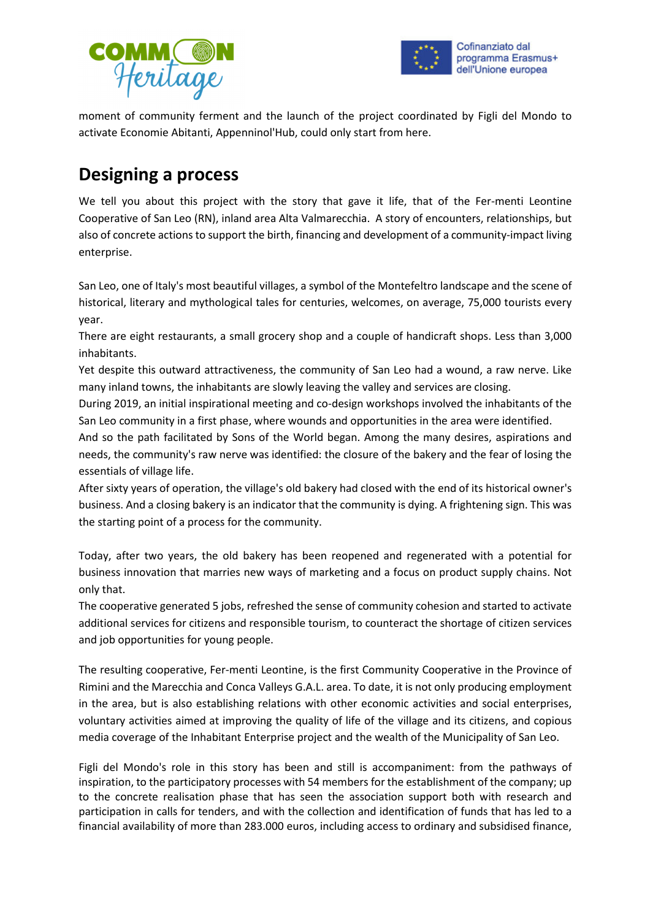moment of community ferment and the launch of the project coordinated by Figli del Mondo to activate Economie Abitanti, Appenninol'Hub, could only start from here.

## Designing a process

We tell you about this project with the story that gave it life, that of the Fer-menti Leontine Cooperative of San Leo (RN), inland area Alta Valmarecchia. A story of encounters, relationships, but also of concrete actions to support the birth, financing and development of a community-impact living enterprise.

San Leo, one of Italy's most beautiful villages, a symbol of the Montefeltro landscape and the scene of historical, literary and mythological tales for centuries, welcomes, on average, 75,000 tourists every year.
There are eight restaurants, a small grocery shop and a couple of handicraft shops. Less than 3,000 inhabitants.
Yet despite this outward attractiveness, the community of San Leo had a wound, a raw nerve. Like many inland towns, the inhabitants are slowly leaving the valley and services are closing.
During 2019, an initial inspirational meeting and co-design workshops involved the inhabitants of the San Leo community in a first phase, where wounds and opportunities in the area were identified.
And so the path facilitated by Sons of the World began. Among the many desires, aspirations and needs, the community's raw nerve was identified: the closure of the bakery and the fear of losing the essentials of village life.
After sixty years of operation, the village's old bakery had closed with the end of its historical owner's business. And a closing bakery is an indicator that the community is dying. A frightening sign. This was the starting point of a process for the community.

Today, after two years, the old bakery has been reopened and regenerated with a potential for business innovation that marries new ways of marketing and a focus on product supply chains. Not only that.
The cooperative generated 5 jobs, refreshed the sense of community cohesion and started to activate additional services for citizens and responsible tourism, to counteract the shortage of citizen services and job opportunities for young people.

The resulting cooperative, Fer-menti Leontine, is the first Community Cooperative in the Province of Rimini and the Marecchia and Conca Valleys G.A.L. area. To date, it is not only producing employment in the area, but is also establishing relations with other economic activities and social enterprises, voluntary activities aimed at improving the quality of life of the village and its citizens, and copious media coverage of the Inhabitant Enterprise project and the wealth of the Municipality of San Leo.

Figli del Mondo's role in this story has been and still is accompaniment: from the pathways of inspiration, to the participatory processes with 54 members for the establishment of the company; up to the concrete realisation phase that has seen the association support both with research and participation in calls for tenders, and with the collection and identification of funds that has led to a financial availability of more than 283.000 euros, including access to ordinary and subsidised finance,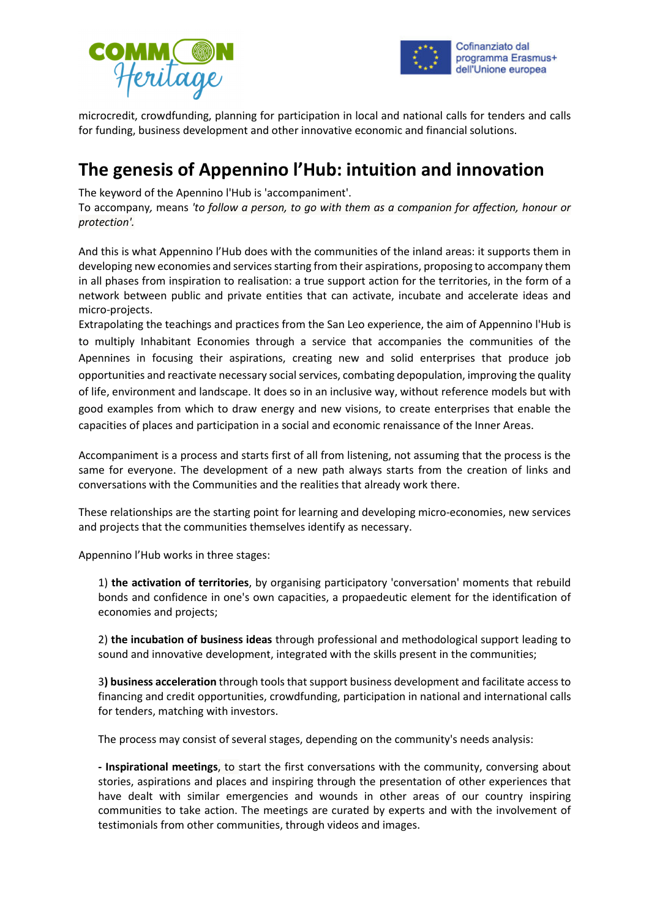microcredit, crowdfunding, planning for participation in local and national calls for tenders and calls for funding, business development and other innovative economic and financial solutions.

## The genesis of Appennino l'Hub: intuition and innovation

The keyword of the Apennino l'Hub is 'accompaniment'.
To accompany, means *'to follow a person, to go with them as a companion for affection, honour or protection'.*

And this is what Appennino l'Hub does with the communities of the inland areas: it supports them in developing new economies and services starting from their aspirations, proposing to accompany them in all phases from inspiration to realisation: a true support action for the territories, in the form of a network between public and private entities that can activate, incubate and accelerate ideas and micro-projects.
Extrapolating the teachings and practices from the San Leo experience, the aim of Appennino l'Hub is to multiply Inhabitant Economies through a service that accompanies the communities of the Apennines in focusing their aspirations, creating new and solid enterprises that produce job opportunities and reactivate necessary social services, combating depopulation, improving the quality of life, environment and landscape. It does so in an inclusive way, without reference models but with good examples from which to draw energy and new visions, to create enterprises that enable the capacities of places and participation in a social and economic renaissance of the Inner Areas.

Accompaniment is a process and starts first of all from listening, not assuming that the process is the same for everyone. The development of a new path always starts from the creation of links and conversations with the Communities and the realities that already work there.

These relationships are the starting point for learning and developing micro-economies, new services and projects that the communities themselves identify as necessary.

Appennino l'Hub works in three stages:

1) **the activation of territories**, by organising participatory 'conversation' moments that rebuild bonds and confidence in one's own capacities, a propaedeutic element for the identification of economies and projects;

2) **the incubation of business ideas** through professional and methodological support leading to sound and innovative development, integrated with the skills present in the communities;

3**) business acceleration** through tools that support business development and facilitate access to financing and credit opportunities, crowdfunding, participation in national and international calls for tenders, matching with investors.

The process may consist of several stages, depending on the community's needs analysis:

**- Inspirational meetings**, to start the first conversations with the community, conversing about stories, aspirations and places and inspiring through the presentation of other experiences that have dealt with similar emergencies and wounds in other areas of our country inspiring communities to take action. The meetings are curated by experts and with the involvement of testimonials from other communities, through videos and images.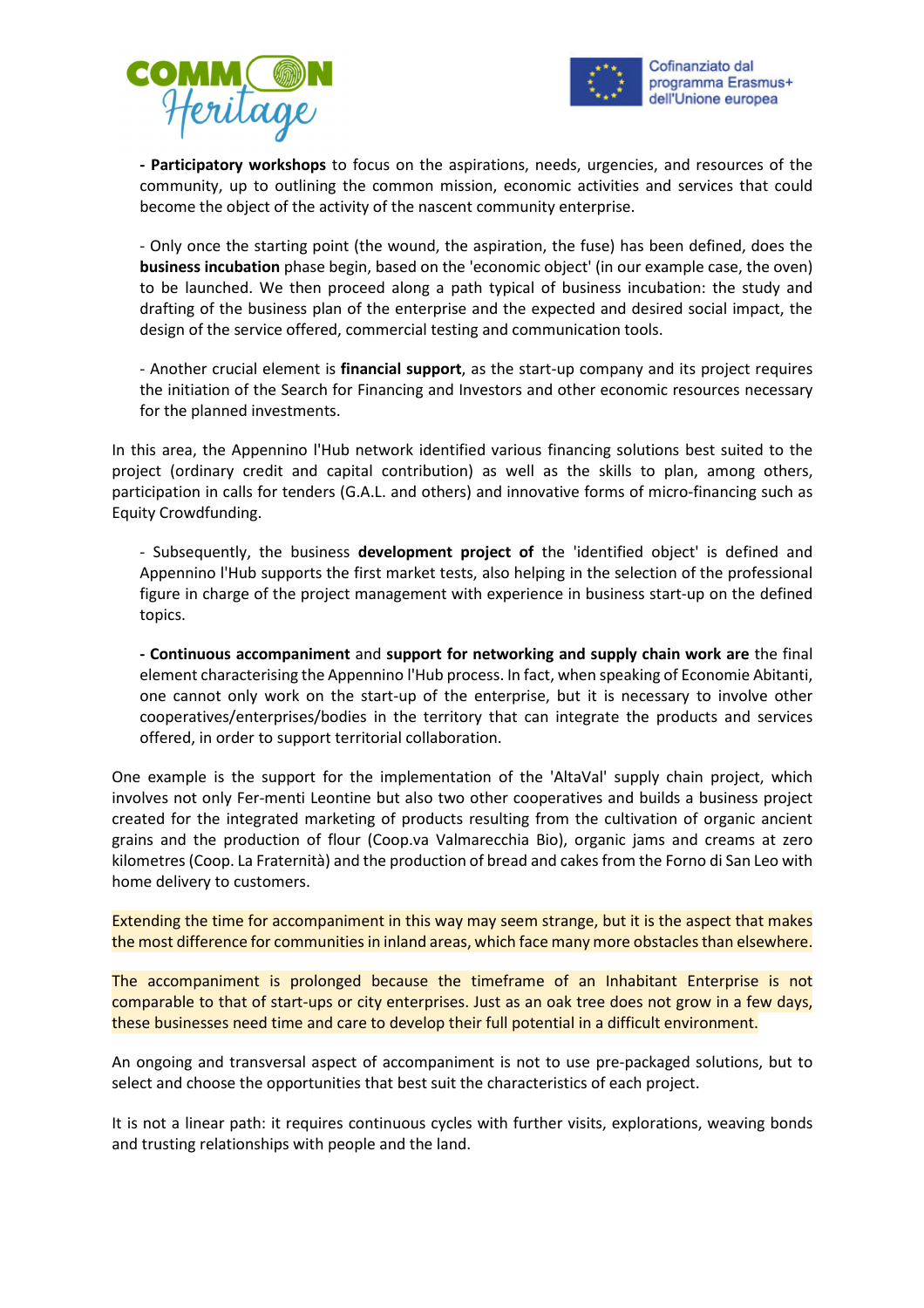**- Participatory workshops** to focus on the aspirations, needs, urgencies, and resources of the community, up to outlining the common mission, economic activities and services that could become the object of the activity of the nascent community enterprise.

- Only once the starting point (the wound, the aspiration, the fuse) has been defined, does the **business incubation** phase begin, based on the 'economic object' (in our example case, the oven) to be launched. We then proceed along a path typical of business incubation: the study and drafting of the business plan of the enterprise and the expected and desired social impact, the design of the service offered, commercial testing and communication tools.

- Another crucial element is **financial support**, as the start-up company and its project requires the initiation of the Search for Financing and Investors and other economic resources necessary for the planned investments.

In this area, the Appennino l'Hub network identified various financing solutions best suited to the project (ordinary credit and capital contribution) as well as the skills to plan, among others, participation in calls for tenders (G.A.L. and others) and innovative forms of micro-financing such as Equity Crowdfunding.

- Subsequently, the business **development project of** the 'identified object' is defined and Appennino l'Hub supports the first market tests, also helping in the selection of the professional figure in charge of the project management with experience in business start-up on the defined topics.

**- Continuous accompaniment** and **support for networking and supply chain work are** the final element characterising the Appennino l'Hub process. In fact, when speaking of Economie Abitanti, one cannot only work on the start-up of the enterprise, but it is necessary to involve other cooperatives/enterprises/bodies in the territory that can integrate the products and services offered, in order to support territorial collaboration.

One example is the support for the implementation of the 'AltaVal' supply chain project, which involves not only Fer-menti Leontine but also two other cooperatives and builds a business project created for the integrated marketing of products resulting from the cultivation of organic ancient grains and the production of flour (Coop.va Valmarecchia Bio), organic jams and creams at zero kilometres (Coop. La Fraternità) and the production of bread and cakes from the Forno di San Leo with home delivery to customers.

Extending the time for accompaniment in this way may seem strange, but it is the aspect that makes the most difference for communities in inland areas, which face many more obstacles than elsewhere.

The accompaniment is prolonged because the timeframe of an Inhabitant Enterprise is not comparable to that of start-ups or city enterprises. Just as an oak tree does not grow in a few days, these businesses need time and care to develop their full potential in a difficult environment.

An ongoing and transversal aspect of accompaniment is not to use pre-packaged solutions, but to select and choose the opportunities that best suit the characteristics of each project.

It is not a linear path: it requires continuous cycles with further visits, explorations, weaving bonds and trusting relationships with people and the land.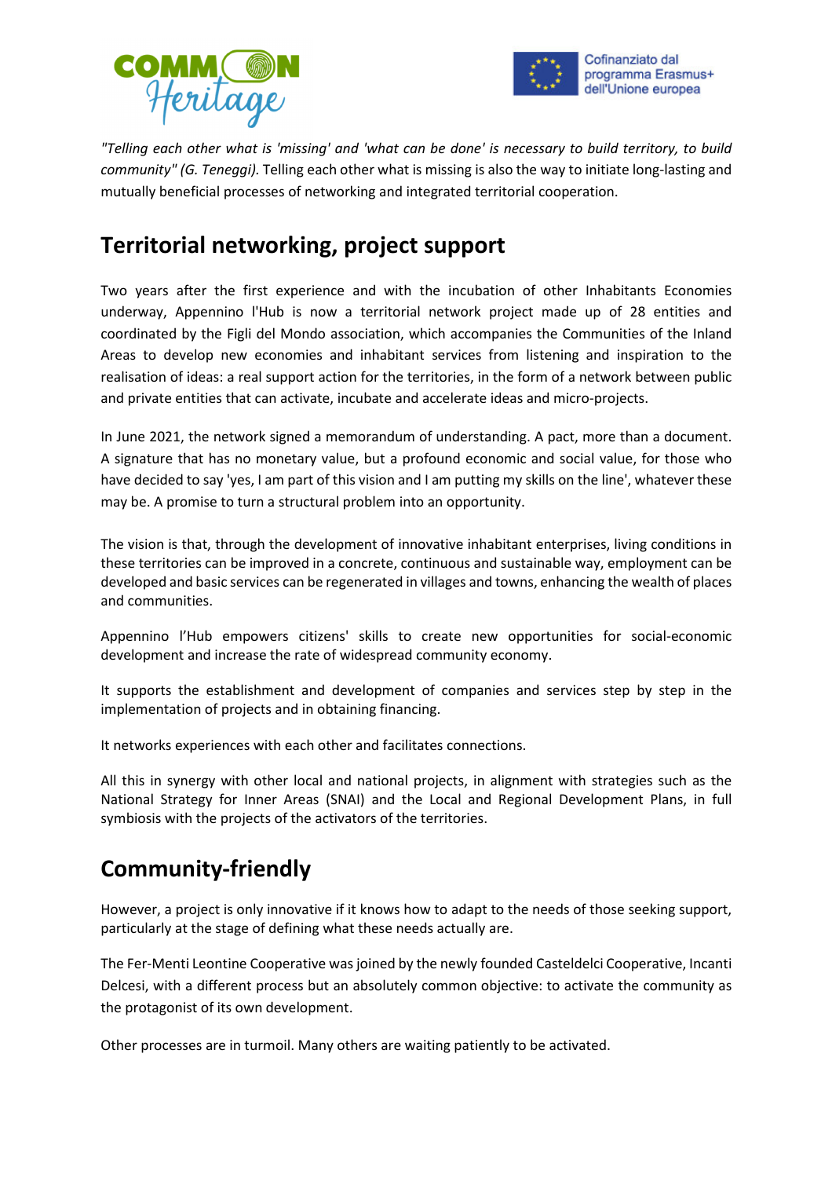*"Telling each other what is 'missing' and 'what can be done' is necessary to build territory, to build community" (G. Teneggi).* Telling each other what is missing is also the way to initiate long-lasting and mutually beneficial processes of networking and integrated territorial cooperation.

## Territorial networking, project support

Two years after the first experience and with the incubation of other Inhabitants Economies underway, Appennino l'Hub is now a territorial network project made up of 28 entities and coordinated by the Figli del Mondo association, which accompanies the Communities of the Inland Areas to develop new economies and inhabitant services from listening and inspiration to the realisation of ideas: a real support action for the territories, in the form of a network between public and private entities that can activate, incubate and accelerate ideas and micro-projects.

In June 2021, the network signed a memorandum of understanding. A pact, more than a document. A signature that has no monetary value, but a profound economic and social value, for those who have decided to say 'yes, I am part of this vision and I am putting my skills on the line', whatever these may be. A promise to turn a structural problem into an opportunity.

The vision is that, through the development of innovative inhabitant enterprises, living conditions in these territories can be improved in a concrete, continuous and sustainable way, employment can be developed and basic services can be regenerated in villages and towns, enhancing the wealth of places and communities.

Appennino l'Hub empowers citizens' skills to create new opportunities for social-economic development and increase the rate of widespread community economy.

It supports the establishment and development of companies and services step by step in the implementation of projects and in obtaining financing.

It networks experiences with each other and facilitates connections.

All this in synergy with other local and national projects, in alignment with strategies such as the National Strategy for Inner Areas (SNAI) and the Local and Regional Development Plans, in full symbiosis with the projects of the activators of the territories.

## Community-friendly

However, a project is only innovative if it knows how to adapt to the needs of those seeking support, particularly at the stage of defining what these needs actually are.

The Fer-Menti Leontine Cooperative was joined by the newly founded Casteldelci Cooperative, Incanti Delcesi, with a different process but an absolutely common objective: to activate the community as the protagonist of its own development.

Other processes are in turmoil. Many others are waiting patiently to be activated.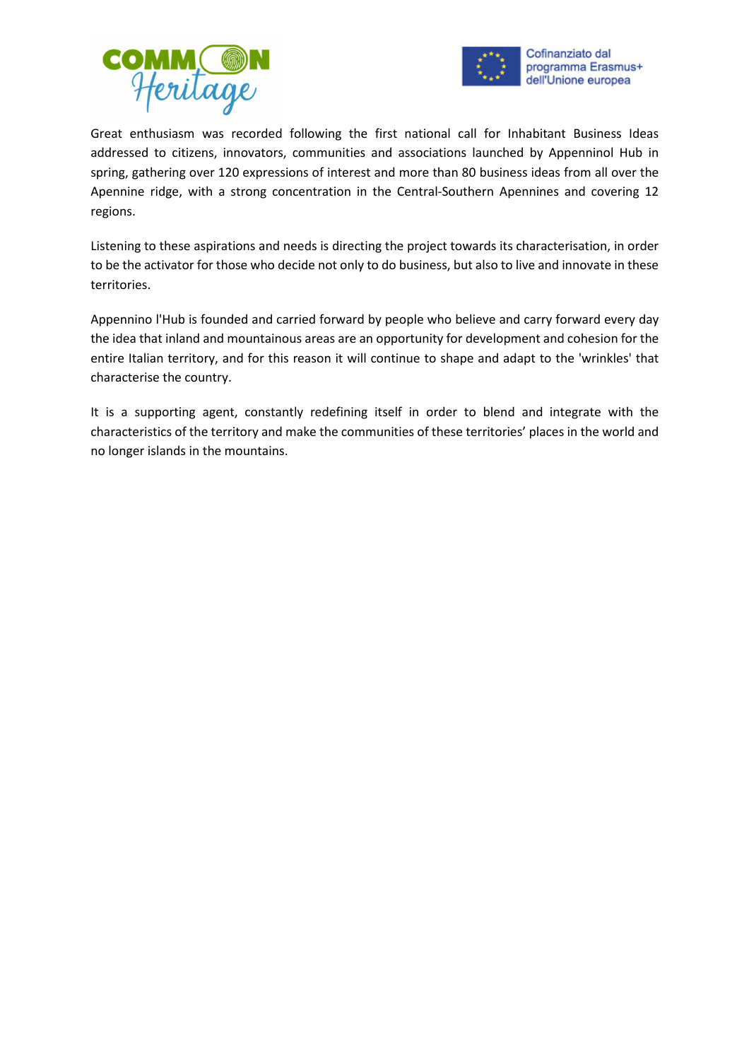Great enthusiasm was recorded following the first national call for Inhabitant Business Ideas addressed to citizens, innovators, communities and associations launched by Appenninol Hub in spring, gathering over 120 expressions of interest and more than 80 business ideas from all over the Apennine ridge, with a strong concentration in the Central-Southern Apennines and covering 12 regions.

Listening to these aspirations and needs is directing the project towards its characterisation, in order to be the activator for those who decide not only to do business, but also to live and innovate in these territories.

Appennino l'Hub is founded and carried forward by people who believe and carry forward every day the idea that inland and mountainous areas are an opportunity for development and cohesion for the entire Italian territory, and for this reason it will continue to shape and adapt to the 'wrinkles' that characterise the country.

It is a supporting agent, constantly redefining itself in order to blend and integrate with the characteristics of the territory and make the communities of these territories' places in the world and no longer islands in the mountains.